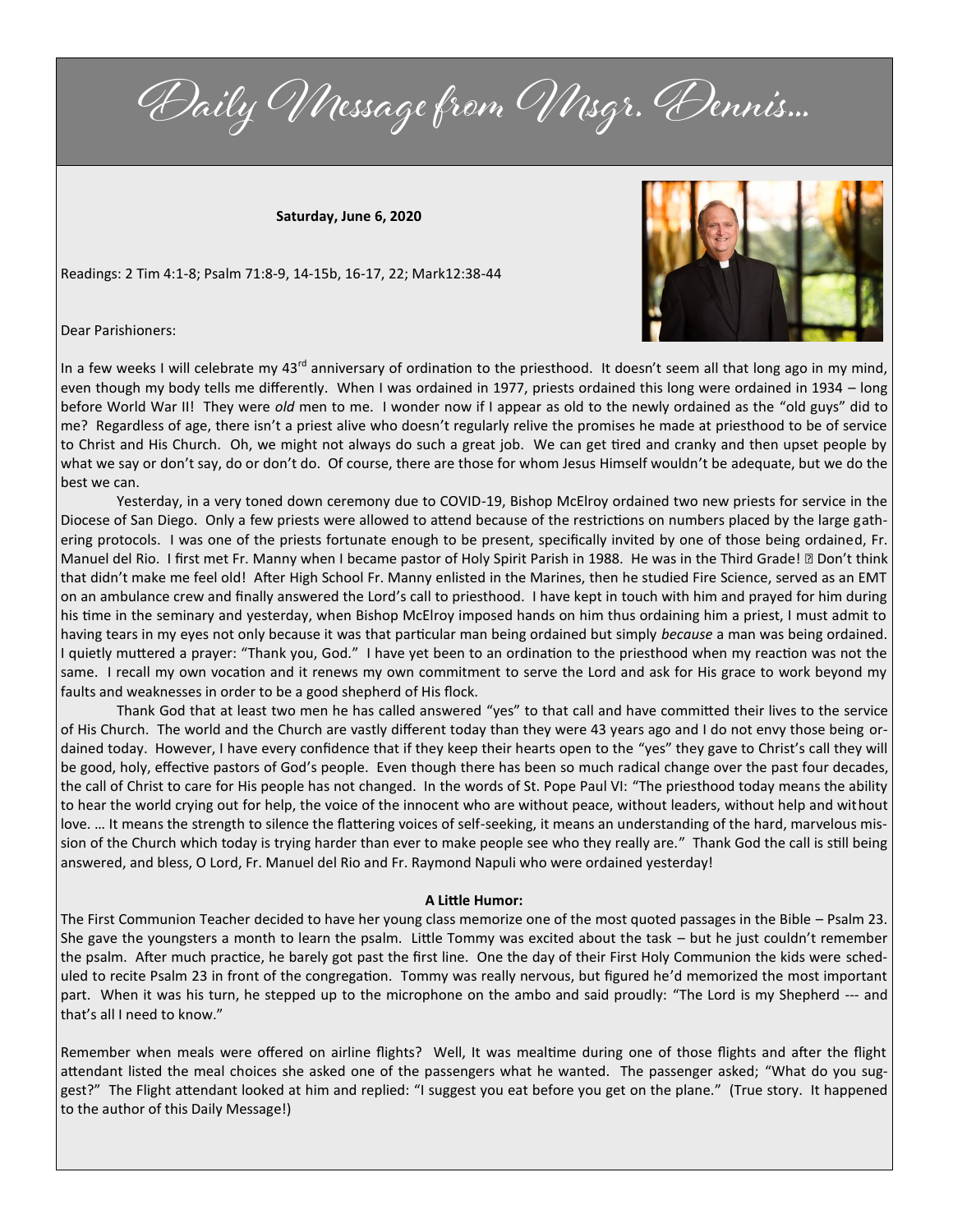# Daily Message from Msgr. Dennis...

**Saturday, June 6, 2020**

Readings: 2 Tim 4:1-8; Psalm 71:8-9, 14-15b, 16-17, 22; Mark12:38-44

Dear Parishioners:

In a few weeks I will celebrate my 43rd anniversary of ordination to the priesthood. It doesn't seem all that long ago in my mind, even though my body tells me differently. When I was ordained in 1977, priests ordained this long were ordained in 1934 – long before World War II! They were *old* men to me. I wonder now if I appear as old to the newly ordained as the "old guys" did to me? Regardless of age, there isn't a priest alive who doesn't regularly relive the promises he made at priesthood to be of service to Christ and His Church. Oh, we might not always do such a great job. We can get tired and cranky and then upset people by what we say or don't say, do or don't do. Of course, there are those for whom Jesus Himself wouldn't be adequate, but we do the best we can.

Yesterday, in a very toned down ceremony due to COVID-19, Bishop McElroy ordained two new priests for service in the Diocese of San Diego. Only a few priests were allowed to attend because of the restrictions on numbers placed by the large gathering protocols. I was one of the priests fortunate enough to be present, specifically invited by one of those being ordained, Fr. Manuel del Rio. I first met Fr. Manny when I became pastor of Holy Spirit Parish in 1988. He was in the Third Grade! ☺ Don't think that didn't make me feel old! After High School Fr. Manny enlisted in the Marines, then he studied Fire Science, served as an EMT on an ambulance crew and finally answered the Lord's call to priesthood. I have kept in touch with him and prayed for him during his time in the seminary and yesterday, when Bishop McElroy imposed hands on him thus ordaining him a priest, I must admit to having tears in my eyes not only because it was that particular man being ordained but simply *because* a man was being ordained. I quietly muttered a prayer: "Thank you, God." I have yet been to an ordination to the priesthood when my reaction was not the same. I recall my own vocation and it renews my own commitment to serve the Lord and ask for His grace to work beyond my faults and weaknesses in order to be a good shepherd of His flock.

Thank God that at least two men he has called answered "yes" to that call and have committed their lives to the service of His Church. The world and the Church are vastly different today than they were 43 years ago and I do not envy those being ordained today. However, I have every confidence that if they keep their hearts open to the "yes" they gave to Christ's call they will be good, holy, effective pastors of God's people. Even though there has been so much radical change over the past four decades, the call of Christ to care for His people has not changed. In the words of St. Pope Paul VI: "The priesthood today means the ability to hear the world crying out for help, the voice of the innocent who are without peace, without leaders, without help and without love. … It means the strength to silence the flattering voices of self-seeking, it means an understanding of the hard, marvelous mission of the Church which today is trying harder than ever to make people see who they really are." Thank God the call is still being answered, and bless, O Lord, Fr. Manuel del Rio and Fr. Raymond Napuli who were ordained yesterday!

**A Little Humor:**

The First Communion Teacher decided to have her young class memorize one of the most quoted passages in the Bible – Psalm 23. She gave the youngsters a month to learn the psalm. Little Tommy was excited about the task – but he just couldn't remember the psalm. After much practice, he barely got past the first line. One the day of their First Holy Communion the kids were scheduled to recite Psalm 23 in front of the congregation. Tommy was really nervous, but figured he'd memorized the most important part. When it was his turn, he stepped up to the microphone on the ambo and said proudly: "The Lord is my Shepherd --- and that's all I need to know."

Remember when meals were offered on airline flights? Well, It was mealtime during one of those flights and after the flight attendant listed the meal choices she asked one of the passengers what he wanted. The passenger asked; "What do you suggest?" The Flight attendant looked at him and replied: "I suggest you eat before you get on the plane." (True story. It happened to the author of this Daily Message!)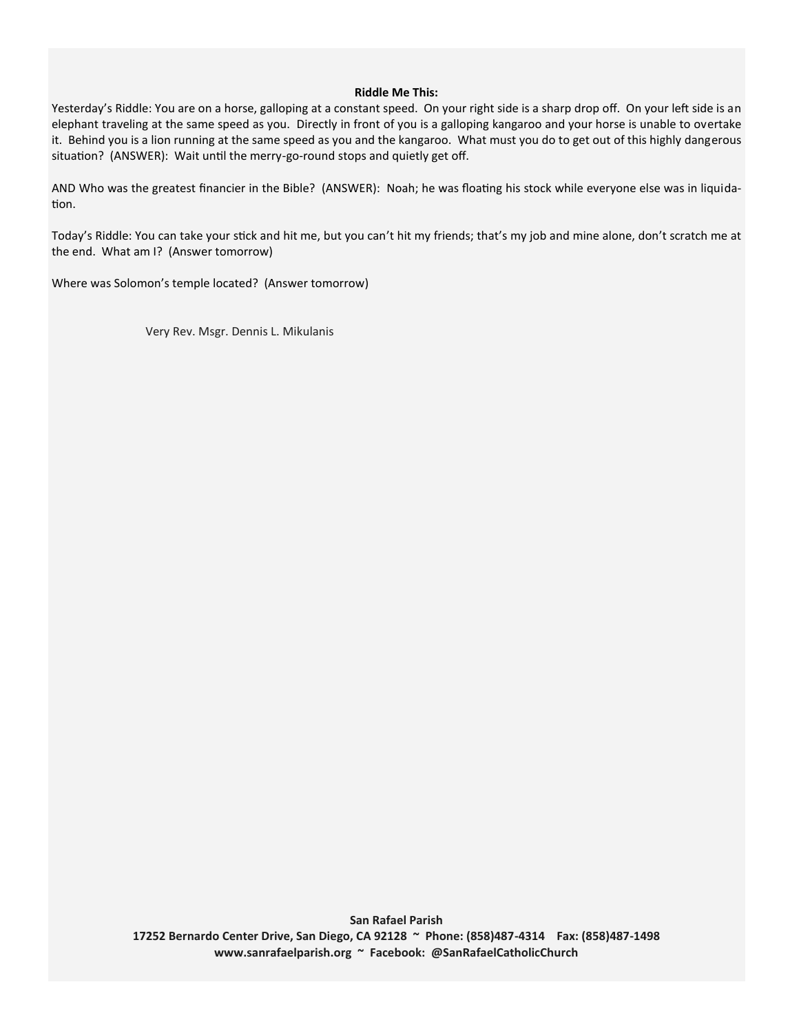**Riddle Me This:**

Yesterday's Riddle: You are on a horse, galloping at a constant speed. On your right side is a sharp drop off. On your left side is an elephant traveling at the same speed as you. Directly in front of you is a galloping kangaroo and your horse is unable to overtake it. Behind you is a lion running at the same speed as you and the kangaroo. What must you do to get out of this highly dangerous situation? (ANSWER): Wait until the merry-go-round stops and quietly get off.

AND Who was the greatest financier in the Bible? (ANSWER): Noah; he was floating his stock while everyone else was in liquidation.

Today's Riddle: You can take your stick and hit me, but you can't hit my friends; that's my job and mine alone, don't scratch me at the end. What am I? (Answer tomorrow)

Where was Solomon's temple located? (Answer tomorrow)

Very Rev. Msgr. Dennis L. Mikulanis

**San Rafael Parish**
**17252 Bernardo Center Drive, San Diego, CA 92128 ~ Phone: (858)487-4314 Fax: (858)487-1498**
**www.sanrafaelparish.org ~ Facebook: @SanRafaelCatholicChurch**